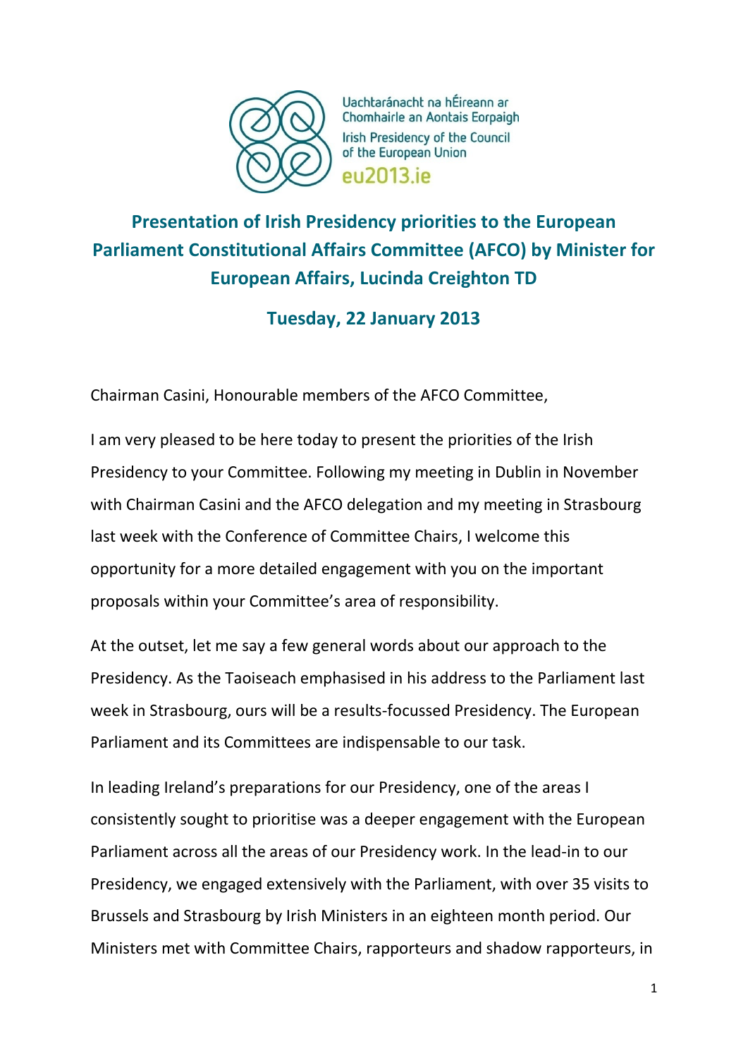Uachtaránacht na hÉireann ar Chomhairle an Aontais Eorpaigh
Irish Presidency of the Council of the European Union
eu2013.ie

# Presentation of Irish Presidency priorities to the European Parliament Constitutional Affairs Committee (AFCO) by Minister for European Affairs, Lucinda Creighton TD

## Tuesday, 22 January 2013

Chairman Casini, Honourable members of the AFCO Committee,

I am very pleased to be here today to present the priorities of the Irish Presidency to your Committee. Following my meeting in Dublin in November with Chairman Casini and the AFCO delegation and my meeting in Strasbourg last week with the Conference of Committee Chairs, I welcome this opportunity for a more detailed engagement with you on the important proposals within your Committee's area of responsibility.

At the outset, let me say a few general words about our approach to the Presidency. As the Taoiseach emphasised in his address to the Parliament last week in Strasbourg, ours will be a results-focussed Presidency. The European Parliament and its Committees are indispensable to our task.

In leading Ireland's preparations for our Presidency, one of the areas I consistently sought to prioritise was a deeper engagement with the European Parliament across all the areas of our Presidency work. In the lead-in to our Presidency, we engaged extensively with the Parliament, with over 35 visits to Brussels and Strasbourg by Irish Ministers in an eighteen month period. Our Ministers met with Committee Chairs, rapporteurs and shadow rapporteurs, in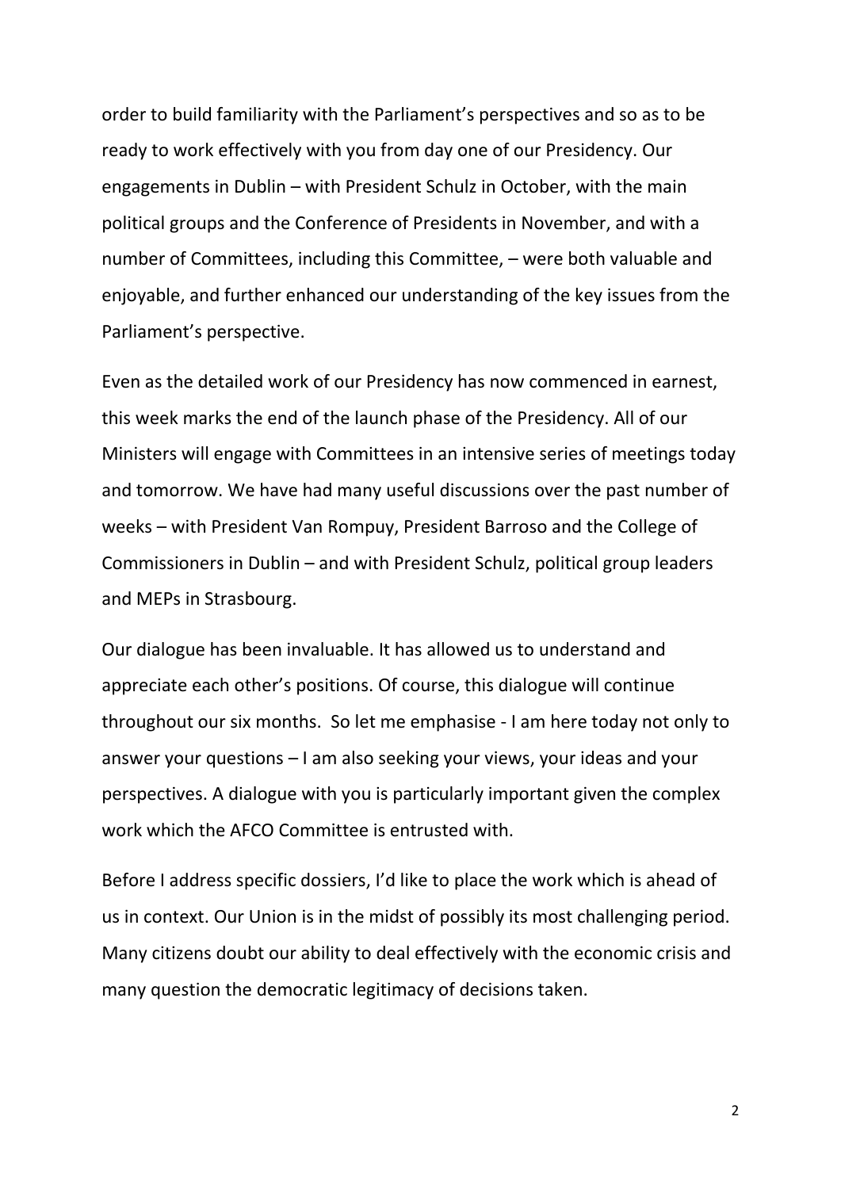order to build familiarity with the Parliament's perspectives and so as to be ready to work effectively with you from day one of our Presidency. Our engagements in Dublin – with President Schulz in October, with the main political groups and the Conference of Presidents in November, and with a number of Committees, including this Committee, – were both valuable and enjoyable, and further enhanced our understanding of the key issues from the Parliament's perspective.

Even as the detailed work of our Presidency has now commenced in earnest, this week marks the end of the launch phase of the Presidency. All of our Ministers will engage with Committees in an intensive series of meetings today and tomorrow. We have had many useful discussions over the past number of weeks – with President Van Rompuy, President Barroso and the College of Commissioners in Dublin – and with President Schulz, political group leaders and MEPs in Strasbourg.

Our dialogue has been invaluable. It has allowed us to understand and appreciate each other's positions. Of course, this dialogue will continue throughout our six months. So let me emphasise - I am here today not only to answer your questions – I am also seeking your views, your ideas and your perspectives. A dialogue with you is particularly important given the complex work which the AFCO Committee is entrusted with.

Before I address specific dossiers, I'd like to place the work which is ahead of us in context. Our Union is in the midst of possibly its most challenging period. Many citizens doubt our ability to deal effectively with the economic crisis and many question the democratic legitimacy of decisions taken.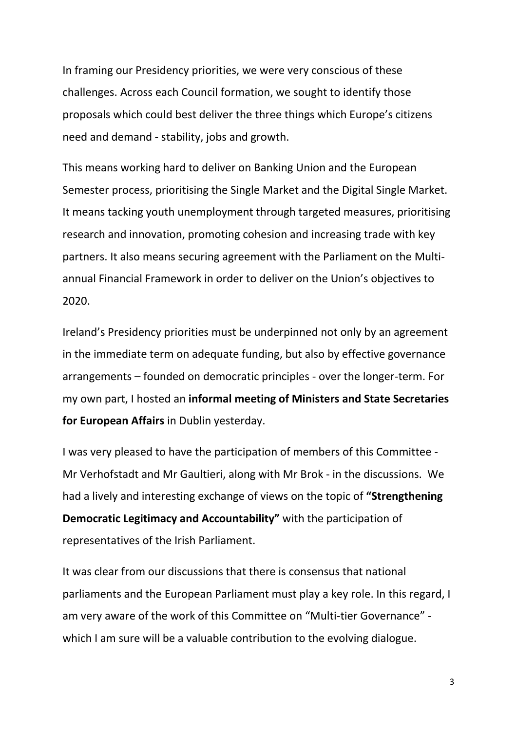In framing our Presidency priorities, we were very conscious of these challenges. Across each Council formation, we sought to identify those proposals which could best deliver the three things which Europe's citizens need and demand - stability, jobs and growth.

This means working hard to deliver on Banking Union and the European Semester process, prioritising the Single Market and the Digital Single Market. It means tacking youth unemployment through targeted measures, prioritising research and innovation, promoting cohesion and increasing trade with key partners. It also means securing agreement with the Parliament on the Multi-annual Financial Framework in order to deliver on the Union's objectives to 2020.

Ireland's Presidency priorities must be underpinned not only by an agreement in the immediate term on adequate funding, but also by effective governance arrangements – founded on democratic principles - over the longer-term. For my own part, I hosted an **informal meeting of Ministers and State Secretaries for European Affairs** in Dublin yesterday.

I was very pleased to have the participation of members of this Committee - Mr Verhofstadt and Mr Gaultieri, along with Mr Brok - in the discussions. We had a lively and interesting exchange of views on the topic of **"Strengthening Democratic Legitimacy and Accountability"** with the participation of representatives of the Irish Parliament.

It was clear from our discussions that there is consensus that national parliaments and the European Parliament must play a key role. In this regard, I am very aware of the work of this Committee on "Multi-tier Governance" - which I am sure will be a valuable contribution to the evolving dialogue.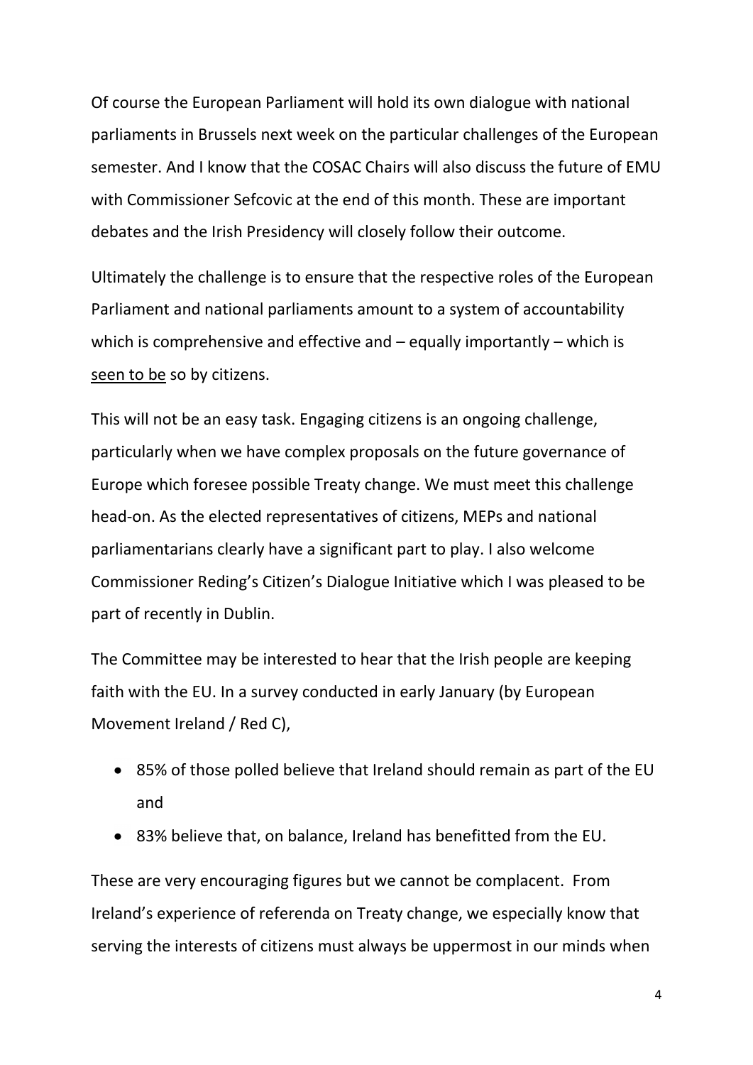Of course the European Parliament will hold its own dialogue with national parliaments in Brussels next week on the particular challenges of the European semester. And I know that the COSAC Chairs will also discuss the future of EMU with Commissioner Sefcovic at the end of this month. These are important debates and the Irish Presidency will closely follow their outcome.

Ultimately the challenge is to ensure that the respective roles of the European Parliament and national parliaments amount to a system of accountability which is comprehensive and effective and – equally importantly – which is <u>seen to be</u> so by citizens.

This will not be an easy task. Engaging citizens is an ongoing challenge, particularly when we have complex proposals on the future governance of Europe which foresee possible Treaty change. We must meet this challenge head-on. As the elected representatives of citizens, MEPs and national parliamentarians clearly have a significant part to play. I also welcome Commissioner Reding's Citizen's Dialogue Initiative which I was pleased to be part of recently in Dublin.

The Committee may be interested to hear that the Irish people are keeping faith with the EU. In a survey conducted in early January (by European Movement Ireland / Red C),

- 85% of those polled believe that Ireland should remain as part of the EU and
- 83% believe that, on balance, Ireland has benefitted from the EU.

These are very encouraging figures but we cannot be complacent. From Ireland's experience of referenda on Treaty change, we especially know that serving the interests of citizens must always be uppermost in our minds when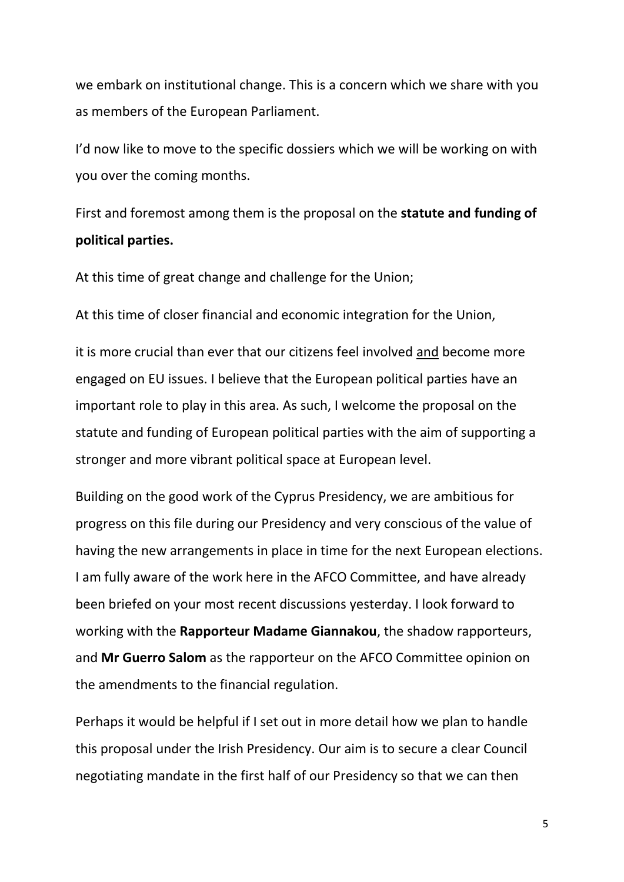we embark on institutional change. This is a concern which we share with you as members of the European Parliament.

I'd now like to move to the specific dossiers which we will be working on with you over the coming months.

First and foremost among them is the proposal on the **statute and funding of political parties.**

At this time of great change and challenge for the Union;

At this time of closer financial and economic integration for the Union,

it is more crucial than ever that our citizens feel involved <u>and</u> become more engaged on EU issues. I believe that the European political parties have an important role to play in this area. As such, I welcome the proposal on the statute and funding of European political parties with the aim of supporting a stronger and more vibrant political space at European level.

Building on the good work of the Cyprus Presidency, we are ambitious for progress on this file during our Presidency and very conscious of the value of having the new arrangements in place in time for the next European elections. I am fully aware of the work here in the AFCO Committee, and have already been briefed on your most recent discussions yesterday. I look forward to working with the **Rapporteur Madame Giannakou**, the shadow rapporteurs, and **Mr Guerro Salom** as the rapporteur on the AFCO Committee opinion on the amendments to the financial regulation.

Perhaps it would be helpful if I set out in more detail how we plan to handle this proposal under the Irish Presidency. Our aim is to secure a clear Council negotiating mandate in the first half of our Presidency so that we can then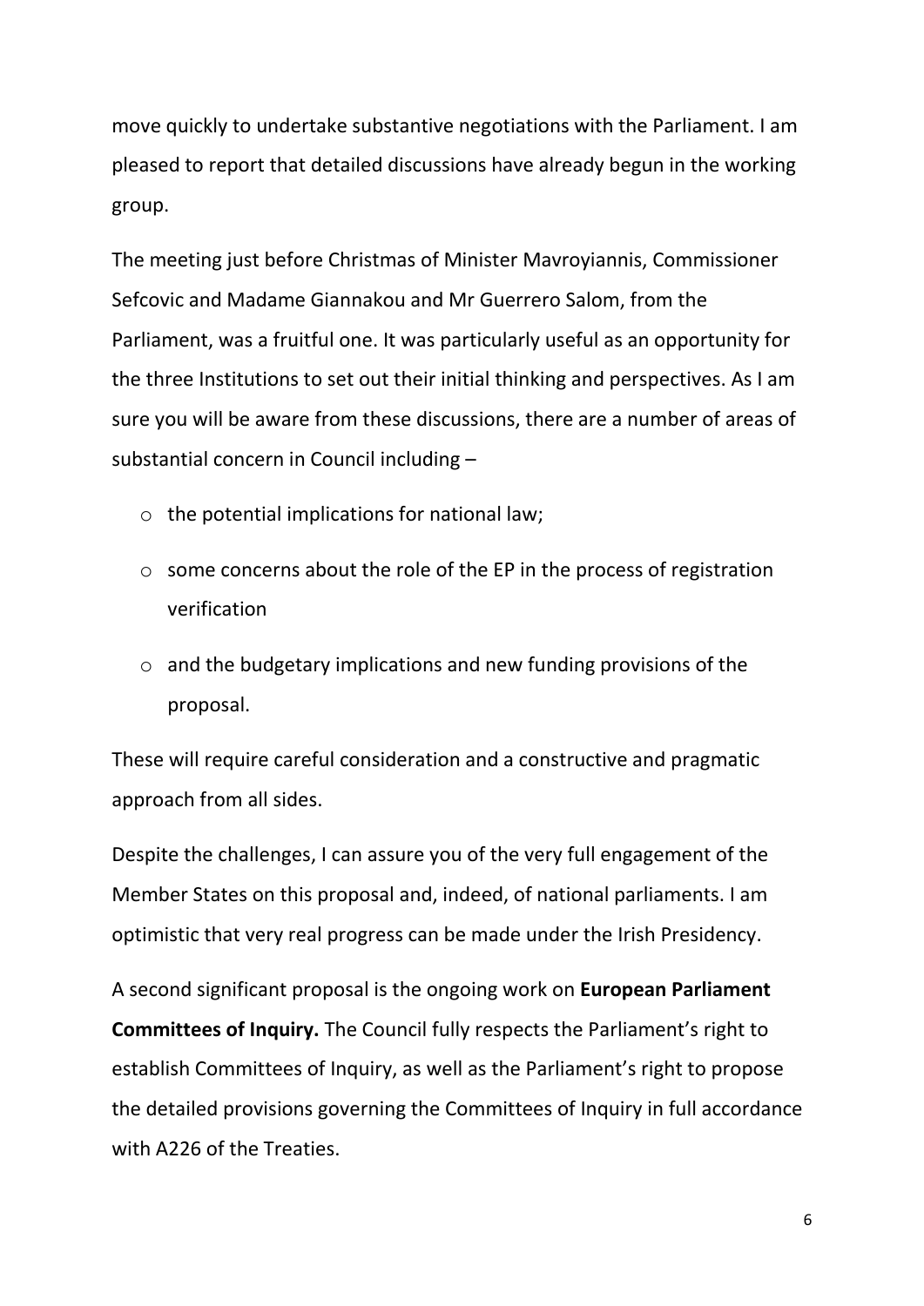move quickly to undertake substantive negotiations with the Parliament. I am pleased to report that detailed discussions have already begun in the working group.

The meeting just before Christmas of Minister Mavroyiannis, Commissioner Sefcovic and Madame Giannakou and Mr Guerrero Salom, from the Parliament, was a fruitful one. It was particularly useful as an opportunity for the three Institutions to set out their initial thinking and perspectives. As I am sure you will be aware from these discussions, there are a number of areas of substantial concern in Council including –

- the potential implications for national law;
- some concerns about the role of the EP in the process of registration verification
- and the budgetary implications and new funding provisions of the proposal.

These will require careful consideration and a constructive and pragmatic approach from all sides.

Despite the challenges, I can assure you of the very full engagement of the Member States on this proposal and, indeed, of national parliaments. I am optimistic that very real progress can be made under the Irish Presidency.

A second significant proposal is the ongoing work on **European Parliament Committees of Inquiry.** The Council fully respects the Parliament's right to establish Committees of Inquiry, as well as the Parliament's right to propose the detailed provisions governing the Committees of Inquiry in full accordance with A226 of the Treaties.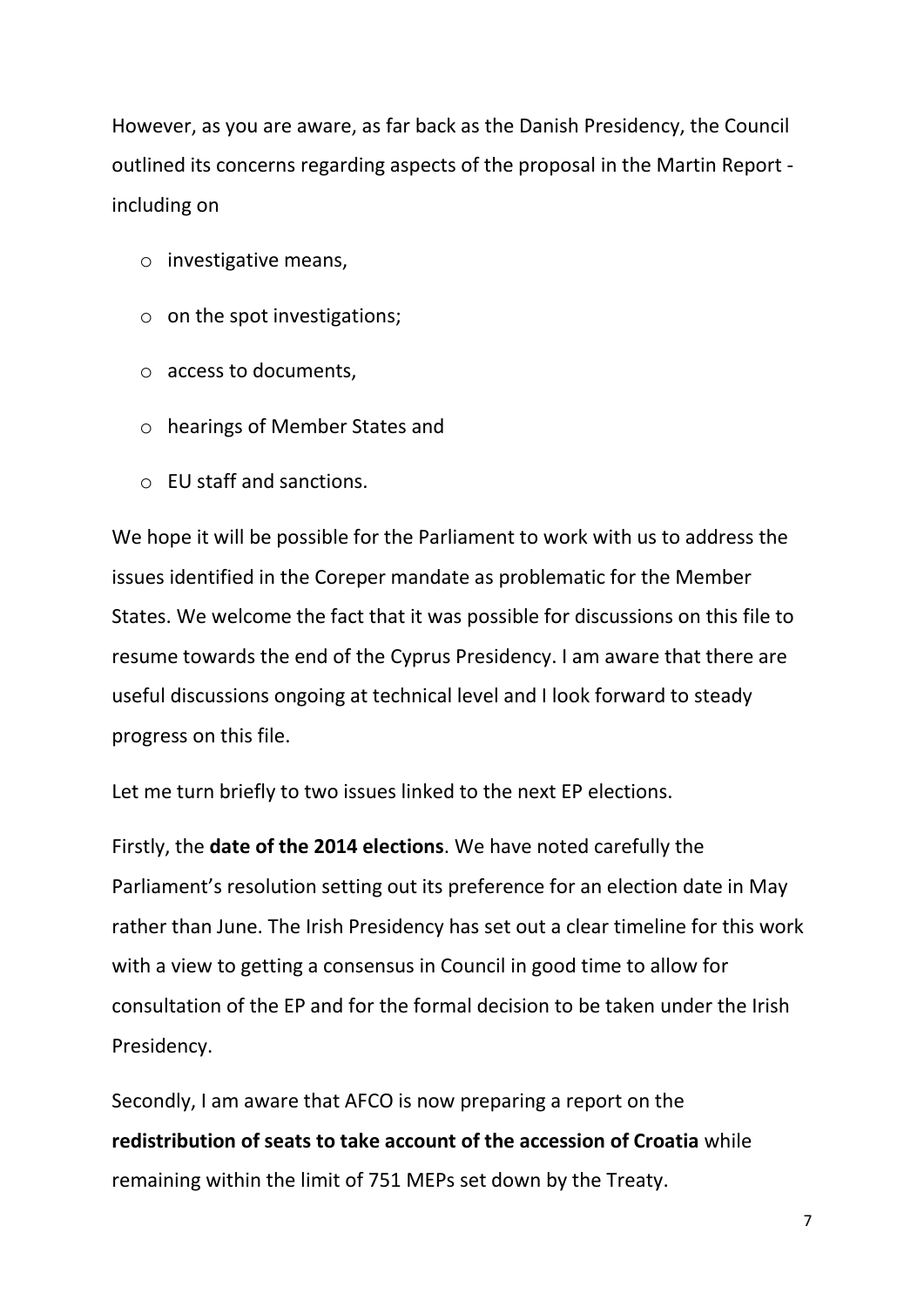However, as you are aware, as far back as the Danish Presidency, the Council outlined its concerns regarding aspects of the proposal in the Martin Report - including on

- investigative means,
- on the spot investigations;
- access to documents,
- hearings of Member States and
- EU staff and sanctions.

We hope it will be possible for the Parliament to work with us to address the issues identified in the Coreper mandate as problematic for the Member States. We welcome the fact that it was possible for discussions on this file to resume towards the end of the Cyprus Presidency. I am aware that there are useful discussions ongoing at technical level and I look forward to steady progress on this file.

Let me turn briefly to two issues linked to the next EP elections.

Firstly, the **date of the 2014 elections**. We have noted carefully the Parliament's resolution setting out its preference for an election date in May rather than June. The Irish Presidency has set out a clear timeline for this work with a view to getting a consensus in Council in good time to allow for consultation of the EP and for the formal decision to be taken under the Irish Presidency.

Secondly, I am aware that AFCO is now preparing a report on the **redistribution of seats to take account of the accession of Croatia** while remaining within the limit of 751 MEPs set down by the Treaty.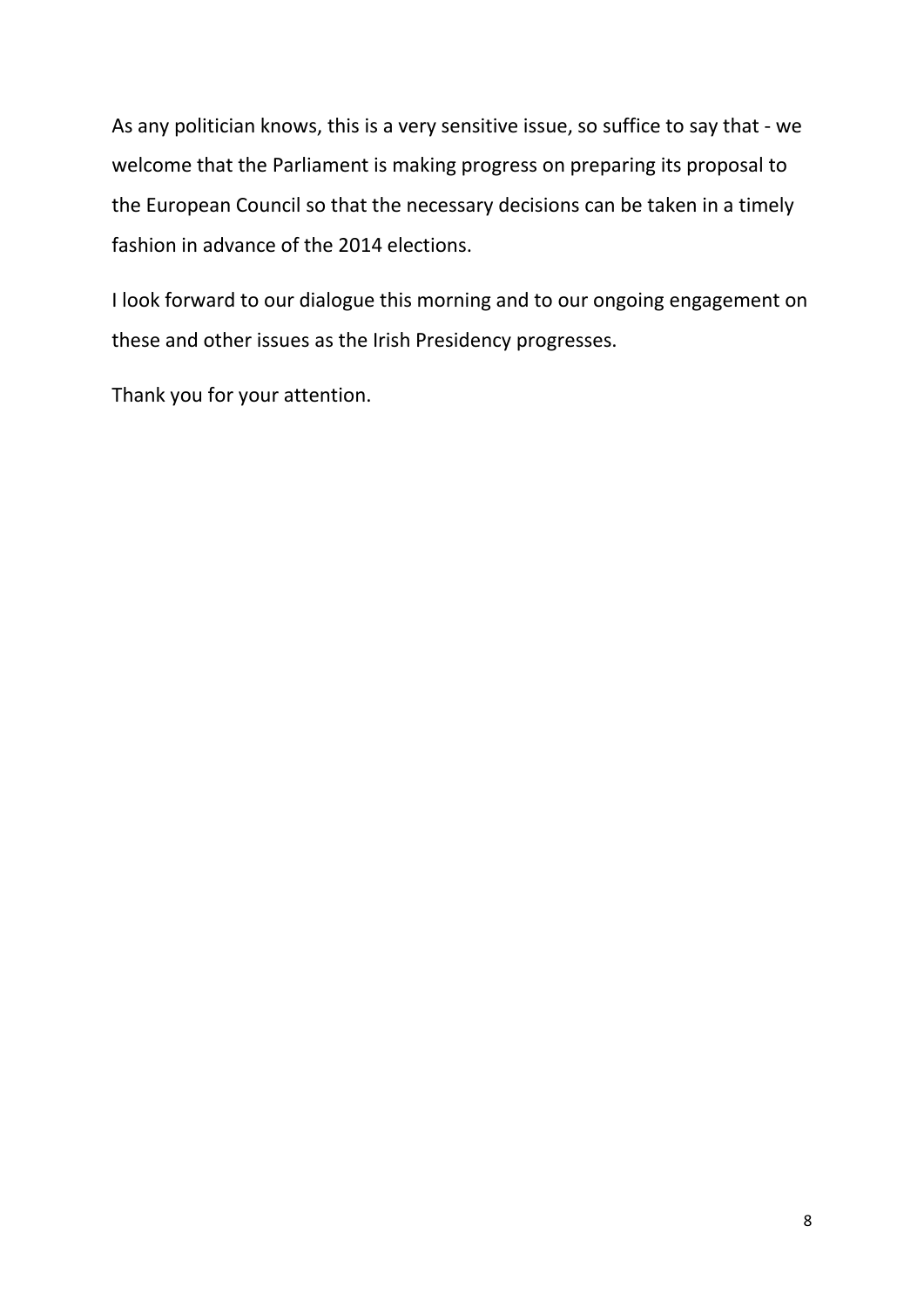As any politician knows, this is a very sensitive issue, so suffice to say that - we welcome that the Parliament is making progress on preparing its proposal to the European Council so that the necessary decisions can be taken in a timely fashion in advance of the 2014 elections.

I look forward to our dialogue this morning and to our ongoing engagement on these and other issues as the Irish Presidency progresses.

Thank you for your attention.